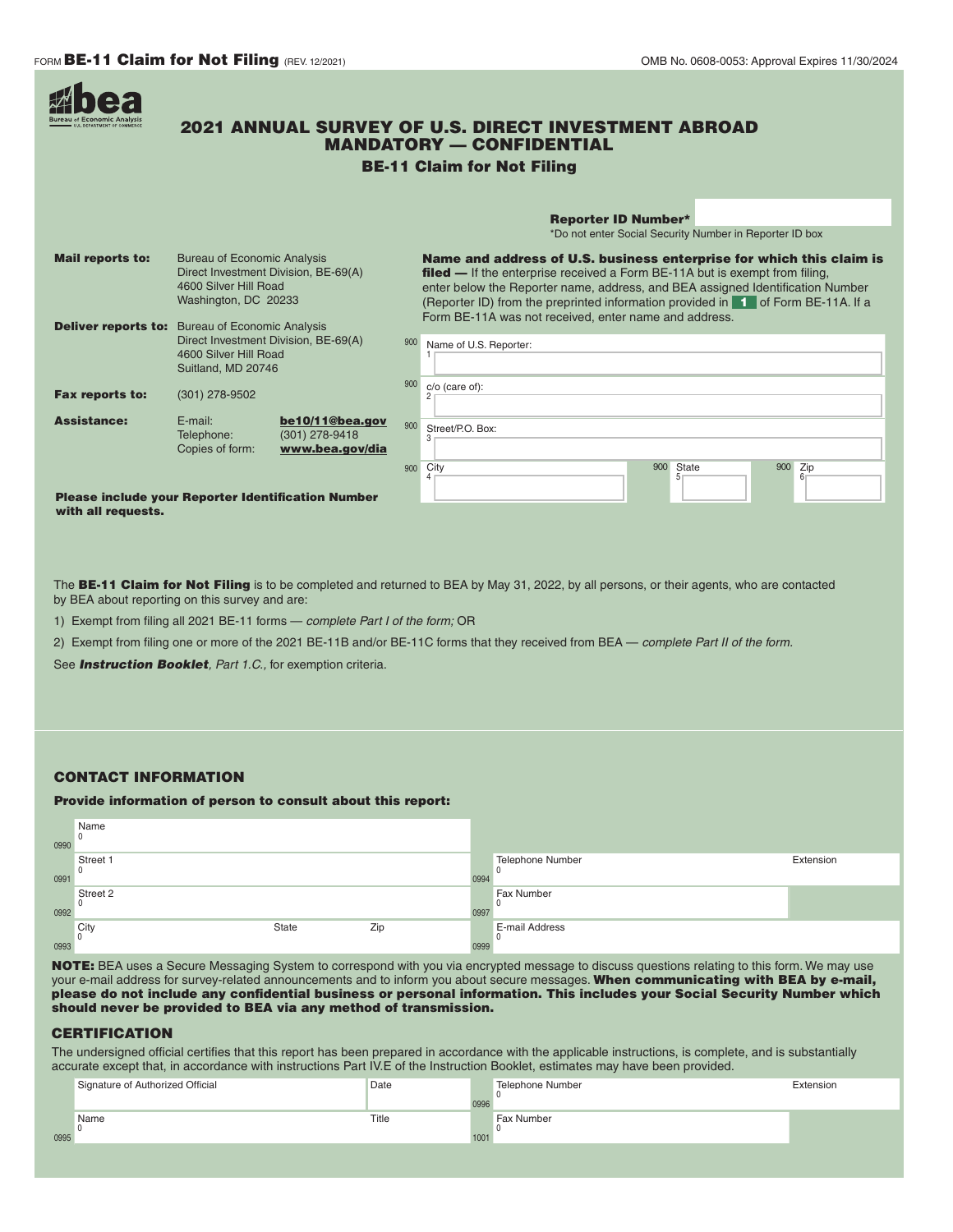FORM **BE-11 Claim for Not Filing** (REV. 12/2021)

OMB No. 0608-0053: Approval Expires 11/30/2024

# 2021 ANNUAL SURVEY OF U.S. DIRECT INVESTMENT ABROAD
## MANDATORY — CONFIDENTIAL
### BE-11 Claim for Not Filing

**Reporter ID Number***

*Do not enter Social Security Number in Reporter ID box

**Mail reports to:** Bureau of Economic Analysis
Direct Investment Division, BE-69(A)
4600 Silver Hill Road
Washington, DC 20233

**Deliver reports to:** Bureau of Economic Analysis
Direct Investment Division, BE-69(A)
4600 Silver Hill Road
Suitland, MD 20746

**Fax reports to:** (301) 278-9502

**Assistance:**
E-mail: **be10/11@bea.gov**
Telephone: (301) 278-9418
Copies of form: **www.bea.gov/dia**

**Please include your Reporter Identification Number with all requests.**

**Name and address of U.S. business enterprise for which this claim is filed —** If the enterprise received a Form BE-11A but is exempt from filing, enter below the Reporter name, address, and BEA assigned Identification Number (Reporter ID) from the preprinted information provided in **1** of Form BE-11A. If a Form BE-11A was not received, enter name and address.

| Code | Field |
|---|---|
| 900 1 | Name of U.S. Reporter: |
| 900 2 | c/o (care of): |
| 900 3 | Street/P.O. Box: |
| 900 4 / 900 5 / 900 6 | City / State / Zip |

The **BE-11 Claim for Not Filing** is to be completed and returned to BEA by May 31, 2022, by all persons, or their agents, who are contacted by BEA about reporting on this survey and are:

1) Exempt from filing all 2021 BE-11 forms — *complete Part I of the form;* OR

2) Exempt from filing one or more of the 2021 BE-11B and/or BE-11C forms that they received from BEA — *complete Part II of the form.*

See ***Instruction Booklet****, Part 1.C.,* for exemption criteria.

## CONTACT INFORMATION

**Provide information of person to consult about this report:**

| Code | Field | Code | Field |
|---|---|---|---|
| 0990 | Name 0 | | |
| 0991 | Street 1 0 | 0994 | Telephone Number 0 / Extension |
| 0992 | Street 2 0 | 0997 | Fax Number 0 |
| 0993 | City 0 / State / Zip | 0999 | E-mail Address 0 |

**NOTE:** BEA uses a Secure Messaging System to correspond with you via encrypted message to discuss questions relating to this form. We may use your e-mail address for survey-related announcements and to inform you about secure messages. **When communicating with BEA by e-mail, please do not include any confidential business or personal information. This includes your Social Security Number which should never be provided to BEA via any method of transmission.**

## CERTIFICATION

The undersigned official certifies that this report has been prepared in accordance with the applicable instructions, is complete, and is substantially accurate except that, in accordance with instructions Part IV.E of the Instruction Booklet, estimates may have been provided.

| Code | Field | | Code | Field |
|---|---|---|---|---|
| | Signature of Authorized Official | Date | 0996 | Telephone Number 0 / Extension |
| 0995 | Name 0 | Title | 1001 | Fax Number 0 |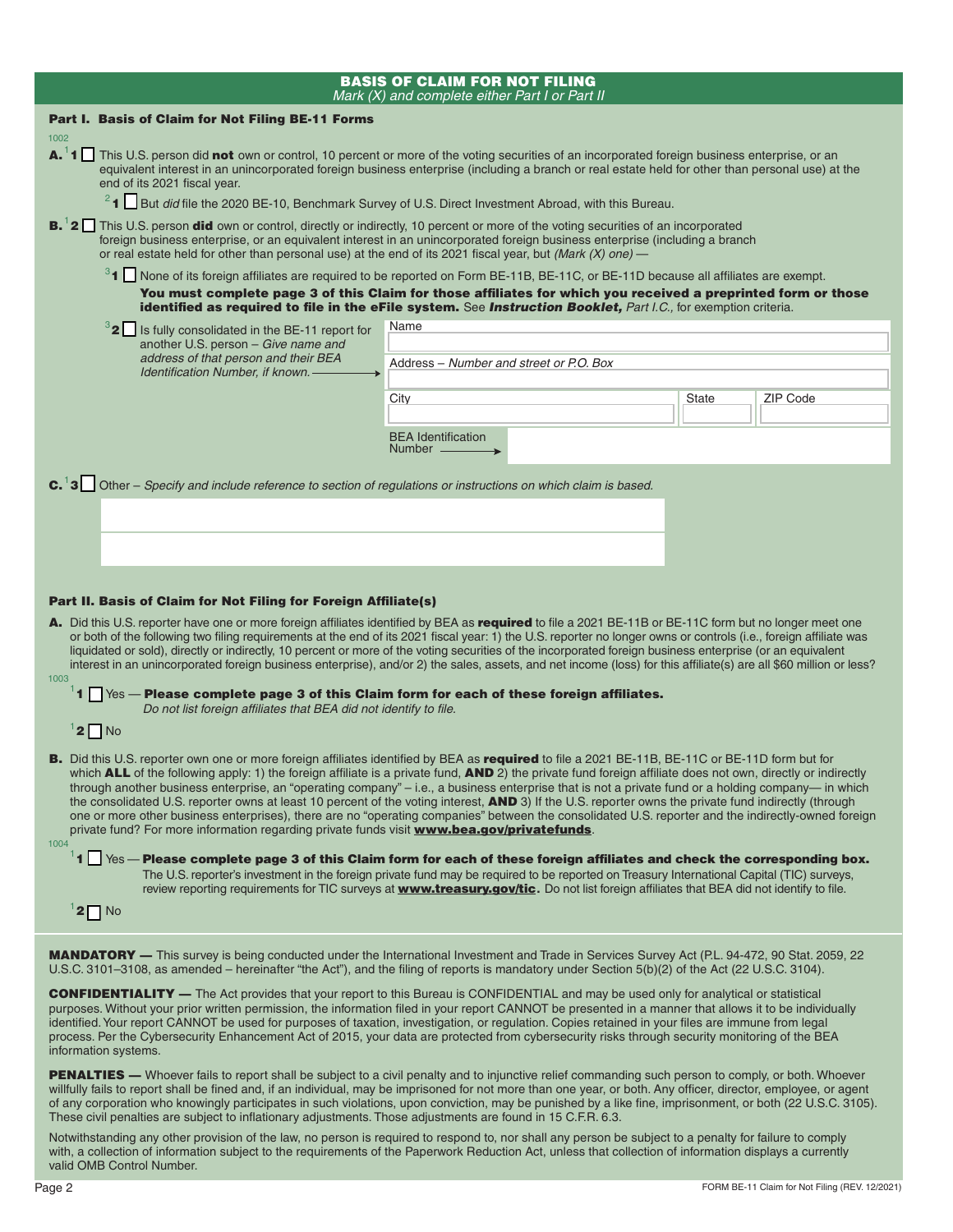## BASIS OF CLAIM FOR NOT FILING

*Mark (X) and complete either Part I or Part II*

### Part I. Basis of Claim for Not Filing BE-11 Forms

1002

**A.** [1] **1** ☐ This U.S. person did **not** own or control, 10 percent or more of the voting securities of an incorporated foreign business enterprise, or an equivalent interest in an unincorporated foreign business enterprise (including a branch or real estate held for other than personal use) at the end of its 2021 fiscal year.

[2] **1** ☐ But *did* file the 2020 BE-10, Benchmark Survey of U.S. Direct Investment Abroad, with this Bureau.

**B.** [1] **2** ☐ This U.S. person **did** own or control, directly or indirectly, 10 percent or more of the voting securities of an incorporated foreign business enterprise, or an equivalent interest in an unincorporated foreign business enterprise (including a branch or real estate held for other than personal use) at the end of its 2021 fiscal year, but *(Mark (X) one)* —

[3] **1** ☐ None of its foreign affiliates are required to be reported on Form BE-11B, BE-11C, or BE-11D because all affiliates are exempt.

**You must complete page 3 of this Claim for those affiliates for which you received a preprinted form or those identified as required to file in the eFile system.** See ***Instruction Booklet,*** *Part I.C.,* for exemption criteria.

[3] **2** ☐ Is fully consolidated in the BE-11 report for another U.S. person – *Give name and address of that person and their BEA Identification Number, if known.* →

| Name | | |
|---|---|---|
| | | |
| Address – *Number and street or P.O. Box* | | |
| | | |
| City | State | ZIP Code |
| | | |
| BEA Identification Number → | | |

**C.** [1] **3** ☐ Other – *Specify and include reference to section of regulations or instructions on which claim is based.*

### Part II. Basis of Claim for Not Filing for Foreign Affiliate(s)

**A.** Did this U.S. reporter have one or more foreign affiliates identified by BEA as **required** to file a 2021 BE-11B or BE-11C form but no longer meet one or both of the following two filing requirements at the end of its 2021 fiscal year: 1) the U.S. reporter no longer owns or controls (i.e., foreign affiliate was liquidated or sold), directly or indirectly, 10 percent or more of the voting securities of the incorporated foreign business enterprise (or an equivalent interest in an unincorporated foreign business enterprise), and/or 2) the sales, assets, and net income (loss) for this affiliate(s) are all $60 million or less?

1003

[1] **1** ☐ Yes — **Please complete page 3 of this Claim form for each of these foreign affiliates.**
*Do not list foreign affiliates that BEA did not identify to file.*

[1] **2** ☐ No

**B.** Did this U.S. reporter own one or more foreign affiliates identified by BEA as **required** to file a 2021 BE-11B, BE-11C or BE-11D form but for which **ALL** of the following apply: 1) the foreign affiliate is a private fund, **AND** 2) the private fund foreign affiliate does not own, directly or indirectly through another business enterprise, an "operating company" – i.e., a business enterprise that is not a private fund or a holding company— in which the consolidated U.S. reporter owns at least 10 percent of the voting interest, **AND** 3) If the U.S. reporter owns the private fund indirectly (through one or more other business enterprises), there are no "operating companies" between the consolidated U.S. reporter and the indirectly-owned foreign private fund? For more information regarding private funds visit **www.bea.gov/privatefunds**.

1004

[1] **1** ☐ Yes — **Please complete page 3 of this Claim form for each of these foreign affiliates and check the corresponding box.**
The U.S. reporter's investment in the foreign private fund may be required to be reported on Treasury International Capital (TIC) surveys, review reporting requirements for TIC surveys at **www.treasury.gov/tic**. Do not list foreign affiliates that BEA did not identify to file.

[1] **2** ☐ No

**MANDATORY —** This survey is being conducted under the International Investment and Trade in Services Survey Act (P.L. 94-472, 90 Stat. 2059, 22 U.S.C. 3101–3108, as amended – hereinafter "the Act"), and the filing of reports is mandatory under Section 5(b)(2) of the Act (22 U.S.C. 3104).

**CONFIDENTIALITY —** The Act provides that your report to this Bureau is CONFIDENTIAL and may be used only for analytical or statistical purposes. Without your prior written permission, the information filed in your report CANNOT be presented in a manner that allows it to be individually identified. Your report CANNOT be used for purposes of taxation, investigation, or regulation. Copies retained in your files are immune from legal process. Per the Cybersecurity Enhancement Act of 2015, your data are protected from cybersecurity risks through security monitoring of the BEA information systems.

**PENALTIES —** Whoever fails to report shall be subject to a civil penalty and to injunctive relief commanding such person to comply, or both. Whoever willfully fails to report shall be fined and, if an individual, may be imprisoned for not more than one year, or both. Any officer, director, employee, or agent of any corporation who knowingly participates in such violations, upon conviction, may be punished by a like fine, imprisonment, or both (22 U.S.C. 3105). These civil penalties are subject to inflationary adjustments. Those adjustments are found in 15 C.F.R. 6.3.

Notwithstanding any other provision of the law, no person is required to respond to, nor shall any person be subject to a penalty for failure to comply with, a collection of information subject to the requirements of the Paperwork Reduction Act, unless that collection of information displays a currently valid OMB Control Number.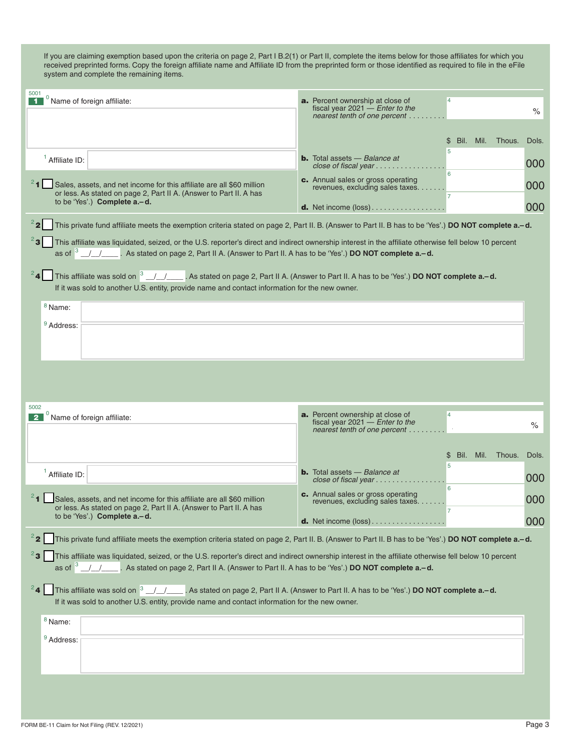If you are claiming exemption based upon the criteria on page 2, Part I B.2(1) or Part II, complete the items below for those affiliates for which you received preprinted forms. Copy the foreign affiliate name and Affiliate ID from the preprinted form or those identified as required to file in the eFile system and complete the remaining items.

5001

**1** [0] Name of foreign affiliate:

[1] Affiliate ID:

| | | $ Bil. Mil. Thous. Dols. |
|---|---|---|
| **a.** Percent ownership at close of fiscal year 2021 — *Enter to the nearest tenth of one percent* | [4] | % |
| **b.** Total assets — *Balance at close of fiscal year* | [5] | 000 |
| **c.** Annual sales or gross operating revenues, excluding sales taxes | [6] | 000 |
| **d.** Net income (loss) | [7] | 000 |

[2] **1** ☐ Sales, assets, and net income for this affiliate are all $60 million or less. As stated on page 2, Part II A. (Answer to Part II. A has to be 'Yes'.) **Complete a.– d.**

[2] **2** ☐ This private fund affiliate meets the exemption criteria stated on page 2, Part II. B. (Answer to Part II. B has to be 'Yes'.) **DO NOT complete a.– d.**

[2] **3** ☐ This affiliate was liquidated, seized, or the U.S. reporter's direct and indirect ownership interest in the affiliate otherwise fell below 10 percent as of [3] __/__/____. As stated on page 2, Part II A. (Answer to Part II. A has to be 'Yes'.) **DO NOT complete a.– d.**

[2] **4** ☐ This affiliate was sold on [3] __/__/____. As stated on page 2, Part II A. (Answer to Part II. A has to be 'Yes'.) **DO NOT complete a.– d.**
If it was sold to another U.S. entity, provide name and contact information for the new owner.

[8] Name:

[9] Address:

5002

**2** [0] Name of foreign affiliate:

[1] Affiliate ID:

| | | $ Bil. Mil. Thous. Dols. |
|---|---|---|
| **a.** Percent ownership at close of fiscal year 2021 — *Enter to the nearest tenth of one percent* | [4] | % |
| **b.** Total assets — *Balance at close of fiscal year* | [5] | 000 |
| **c.** Annual sales or gross operating revenues, excluding sales taxes | [6] | 000 |
| **d.** Net income (loss) | [7] | 000 |

[2] **1** ☐ Sales, assets, and net income for this affiliate are all $60 million or less. As stated on page 2, Part II A. (Answer to Part II. A has to be 'Yes'.) **Complete a.– d.**

[2] **2** ☐ This private fund affiliate meets the exemption criteria stated on page 2, Part II. B. (Answer to Part II. B has to be 'Yes'.) **DO NOT complete a.– d.**

[2] **3** ☐ This affiliate was liquidated, seized, or the U.S. reporter's direct and indirect ownership interest in the affiliate otherwise fell below 10 percent as of [3] __/__/____. As stated on page 2, Part II A. (Answer to Part II. A has to be 'Yes'.) **DO NOT complete a.– d.**

[2] **4** ☐ This affiliate was sold on [3] __/__/____. As stated on page 2, Part II A. (Answer to Part II. A has to be 'Yes'.) **DO NOT complete a.– d.**
If it was sold to another U.S. entity, provide name and contact information for the new owner.

[8] Name:

[9] Address:

FORM BE-11 Claim for Not Filing (REV. 12/2021)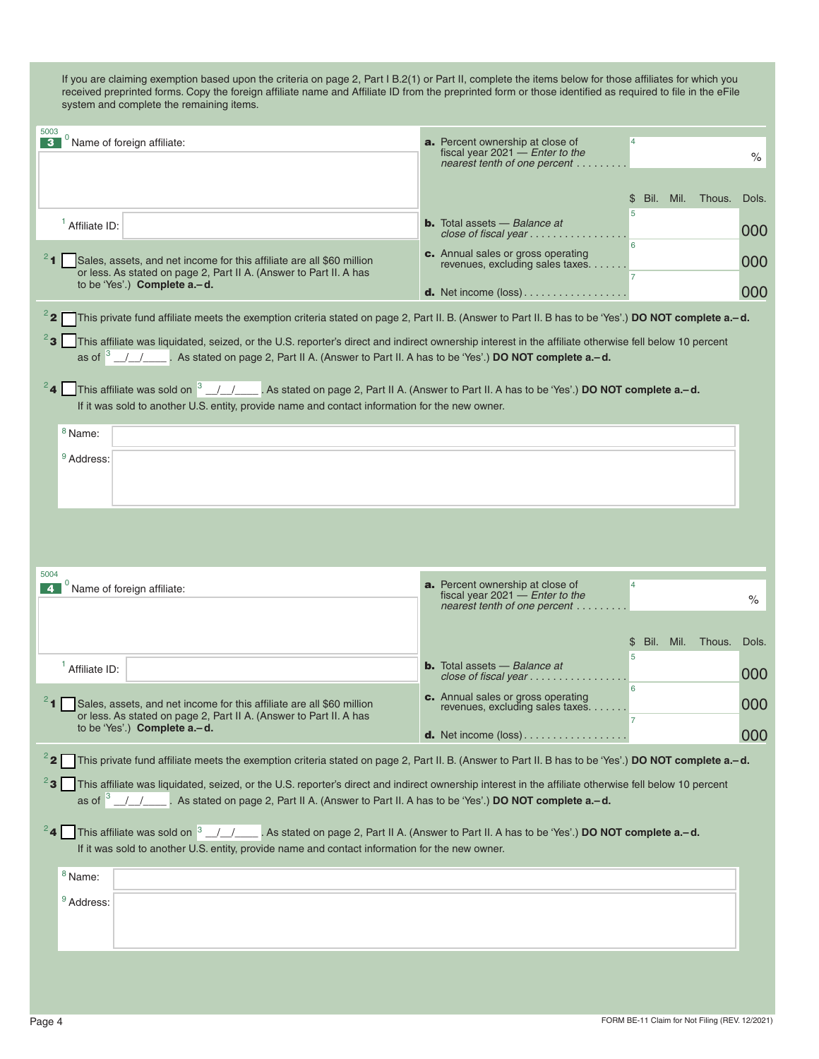If you are claiming exemption based upon the criteria on page 2, Part I B.2(1) or Part II, complete the items below for those affiliates for which you received preprinted forms. Copy the foreign affiliate name and Affiliate ID from the preprinted form or those identified as required to file in the eFile system and complete the remaining items.

5003

**3** [0] Name of foreign affiliate:

[1] Affiliate ID:

[2] **1** ☐ Sales, assets, and net income for this affiliate are all $60 million or less. As stated on page 2, Part II A. (Answer to Part II. A has to be 'Yes'.) **Complete a.–d.**

**a.** Percent ownership at close of fiscal year 2021 — *Enter to the nearest tenth of one percent* . . . . . . . . . [4] ______ %

| | $ Bil. | Mil. | Thous. | Dols. |
|---|---|---|---|---|
| **b.** Total assets — *Balance at close of fiscal year* . . . . . . . . . . . . . . . . . [5] | | | | 000 |
| **c.** Annual sales or gross operating revenues, excluding sales taxes. . . . . . . [6] | | | | 000 |
| **d.** Net income (loss) . . . . . . . . . . . . . . . . . [7] | | | | 000 |

[2] **2** ☐ This private fund affiliate meets the exemption criteria stated on page 2, Part II. B. (Answer to Part II. B has to be 'Yes'.) **DO NOT complete a.–d.**

[2] **3** ☐ This affiliate was liquidated, seized, or the U.S. reporter's direct and indirect ownership interest in the affiliate otherwise fell below 10 percent as of [3] __/__/____. As stated on page 2, Part II A. (Answer to Part II. A has to be 'Yes'.) **DO NOT complete a.–d.**

[2] **4** ☐ This affiliate was sold on [3] __/__/____. As stated on page 2, Part II A. (Answer to Part II. A has to be 'Yes'.) **DO NOT complete a.–d.**
If it was sold to another U.S. entity, provide name and contact information for the new owner.

[8] Name:

[9] Address:

5004

**4** [0] Name of foreign affiliate:

[1] Affiliate ID:

[2] **1** ☐ Sales, assets, and net income for this affiliate are all $60 million or less. As stated on page 2, Part II A. (Answer to Part II. A has to be 'Yes'.) **Complete a.–d.**

**a.** Percent ownership at close of fiscal year 2021 — *Enter to the nearest tenth of one percent* . . . . . . . . . [4] ______ %

| | $ Bil. | Mil. | Thous. | Dols. |
|---|---|---|---|---|
| **b.** Total assets — *Balance at close of fiscal year* . . . . . . . . . . . . . . . . . [5] | | | | 000 |
| **c.** Annual sales or gross operating revenues, excluding sales taxes. . . . . . . [6] | | | | 000 |
| **d.** Net income (loss) . . . . . . . . . . . . . . . . . [7] | | | | 000 |

[2] **2** ☐ This private fund affiliate meets the exemption criteria stated on page 2, Part II. B. (Answer to Part II. B has to be 'Yes'.) **DO NOT complete a.–d.**

[2] **3** ☐ This affiliate was liquidated, seized, or the U.S. reporter's direct and indirect ownership interest in the affiliate otherwise fell below 10 percent as of [3] __/__/____. As stated on page 2, Part II A. (Answer to Part II. A has to be 'Yes'.) **DO NOT complete a.–d.**

[2] **4** ☐ This affiliate was sold on [3] __/__/____. As stated on page 2, Part II A. (Answer to Part II. A has to be 'Yes'.) **DO NOT complete a.–d.**
If it was sold to another U.S. entity, provide name and contact information for the new owner.

[8] Name:

[9] Address:

FORM BE-11 Claim for Not Filing (REV. 12/2021)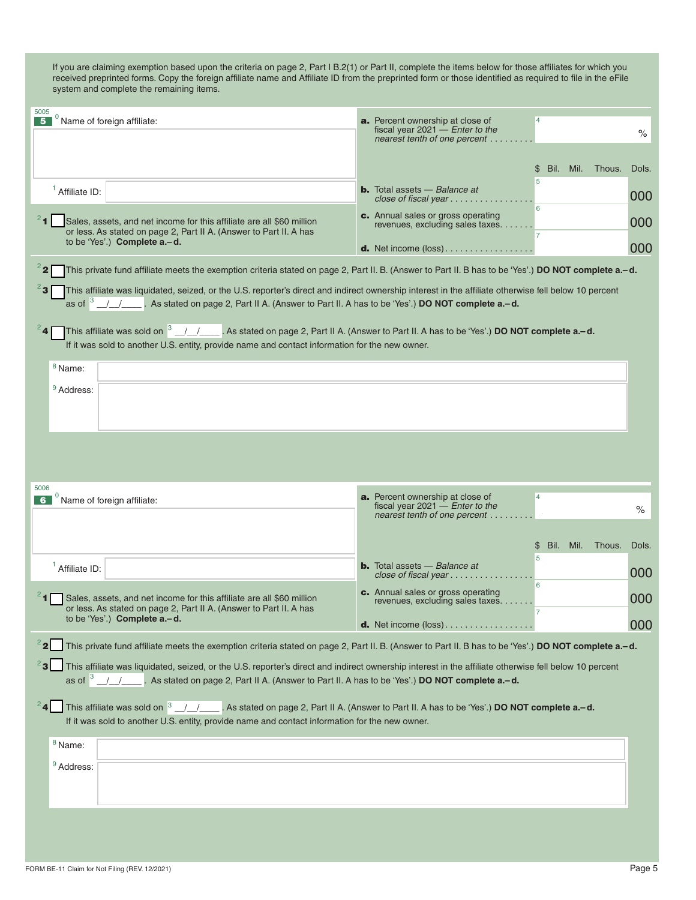If you are claiming exemption based upon the criteria on page 2, Part I B.2(1) or Part II, complete the items below for those affiliates for which you received preprinted forms. Copy the foreign affiliate name and Affiliate ID from the preprinted form or those identified as required to file in the eFile system and complete the remaining items.

5005

**5** [0] Name of foreign affiliate:

[1] Affiliate ID:

[2] **1** ☐ Sales, assets, and net income for this affiliate are all $60 million or less. As stated on page 2, Part II A. (Answer to Part II. A has to be 'Yes'.) **Complete a.–d.**

| | | $ Bil. Mil. Thous. Dols. |
|---|---|---|
| **a.** Percent ownership at close of fiscal year 2021 — *Enter to the nearest tenth of one percent* . . . . . . . . . | [4] | % |
| **b.** Total assets — *Balance at close of fiscal year* . . . . . . . . . . . . . . . . . | [5] | 000 |
| **c.** Annual sales or gross operating revenues, excluding sales taxes. . . . . . . | [6] | 000 |
| **d.** Net income (loss) . . . . . . . . . . . . . . . . . . | [7] | 000 |

[2] **2** ☐ This private fund affiliate meets the exemption criteria stated on page 2, Part II. B. (Answer to Part II. B has to be 'Yes'.) **DO NOT complete a.–d.**

[2] **3** ☐ This affiliate was liquidated, seized, or the U.S. reporter's direct and indirect ownership interest in the affiliate otherwise fell below 10 percent as of [3] __/__/____. As stated on page 2, Part II A. (Answer to Part II. A has to be 'Yes'.) **DO NOT complete a.–d.**

[2] **4** ☐ This affiliate was sold on [3] __/__/____. As stated on page 2, Part II A. (Answer to Part II. A has to be 'Yes'.) **DO NOT complete a.–d.**
If it was sold to another U.S. entity, provide name and contact information for the new owner.

[8] Name:

[9] Address:

5006

**6** [0] Name of foreign affiliate:

[1] Affiliate ID:

[2] **1** ☐ Sales, assets, and net income for this affiliate are all $60 million or less. As stated on page 2, Part II A. (Answer to Part II. A has to be 'Yes'.) **Complete a.–d.**

| | | $ Bil. Mil. Thous. Dols. |
|---|---|---|
| **a.** Percent ownership at close of fiscal year 2021 — *Enter to the nearest tenth of one percent* . . . . . . . . . | [4] | % |
| **b.** Total assets — *Balance at close of fiscal year* . . . . . . . . . . . . . . . . . | [5] | 000 |
| **c.** Annual sales or gross operating revenues, excluding sales taxes. . . . . . . | [6] | 000 |
| **d.** Net income (loss) . . . . . . . . . . . . . . . . . . | [7] | 000 |

[2] **2** ☐ This private fund affiliate meets the exemption criteria stated on page 2, Part II. B. (Answer to Part II. B has to be 'Yes'.) **DO NOT complete a.–d.**

[2] **3** ☐ This affiliate was liquidated, seized, or the U.S. reporter's direct and indirect ownership interest in the affiliate otherwise fell below 10 percent as of [3] __/__/____. As stated on page 2, Part II A. (Answer to Part II. A has to be 'Yes'.) **DO NOT complete a.–d.**

[2] **4** ☐ This affiliate was sold on [3] __/__/____. As stated on page 2, Part II A. (Answer to Part II. A has to be 'Yes'.) **DO NOT complete a.–d.**
If it was sold to another U.S. entity, provide name and contact information for the new owner.

[8] Name:

[9] Address:

FORM BE-11 Claim for Not Filing (REV. 12/2021)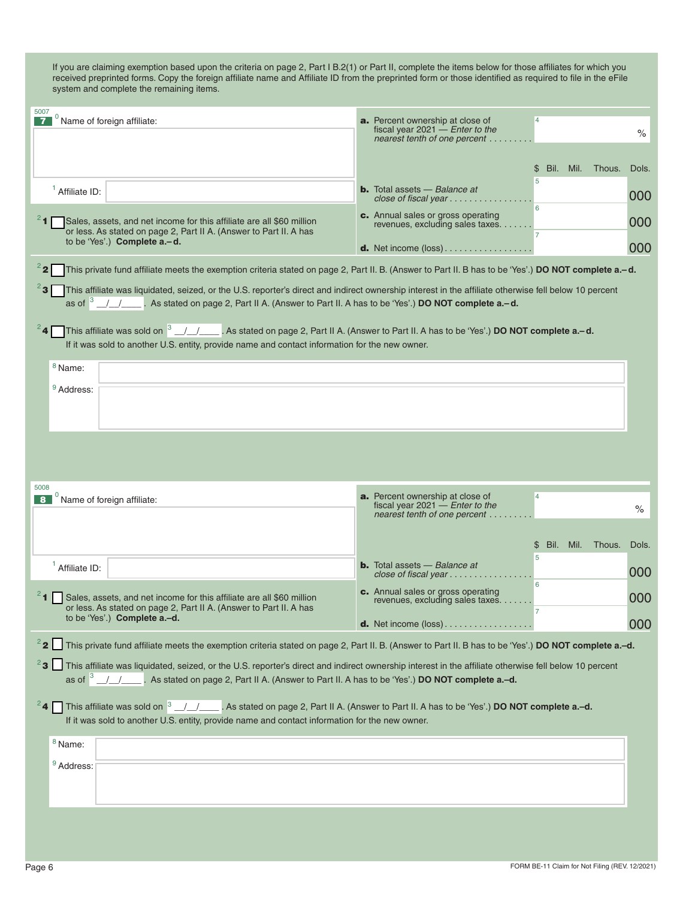If you are claiming exemption based upon the criteria on page 2, Part I B.2(1) or Part II, complete the items below for those affiliates for which you received preprinted forms. Copy the foreign affiliate name and Affiliate ID from the preprinted form or those identified as required to file in the eFile system and complete the remaining items.

5007

**7** Name of foreign affiliate:

Affiliate ID:

☐ **1** Sales, assets, and net income for this affiliate are all $60 million or less. As stated on page 2, Part II A. (Answer to Part II. A has to be 'Yes'.) **Complete a.–d.**

| | | |
|---|---|---|
| **a.** Percent ownership at close of fiscal year 2021 — *Enter to the nearest tenth of one percent* | | % |
| | $ Bil. Mil. Thous. Dols. | |
| **b.** Total assets — *Balance at close of fiscal year* | | 000 |
| **c.** Annual sales or gross operating revenues, excluding sales taxes | | 000 |
| **d.** Net income (loss) | | 000 |

☐ **2** This private fund affiliate meets the exemption criteria stated on page 2, Part II. B. (Answer to Part II. B has to be 'Yes'.) **DO NOT complete a.–d.**

☐ **3** This affiliate was liquidated, seized, or the U.S. reporter's direct and indirect ownership interest in the affiliate otherwise fell below 10 percent as of __/__/____. As stated on page 2, Part II A. (Answer to Part II. A has to be 'Yes'.) **DO NOT complete a.–d.**

☐ **4** This affiliate was sold on __/__/____. As stated on page 2, Part II A. (Answer to Part II. A has to be 'Yes'.) **DO NOT complete a.–d.**
If it was sold to another U.S. entity, provide name and contact information for the new owner.

Name:

Address:

5008

**8** Name of foreign affiliate:

Affiliate ID:

☐ **1** Sales, assets, and net income for this affiliate are all $60 million or less. As stated on page 2, Part II A. (Answer to Part II. A has to be 'Yes'.) **Complete a.–d.**

| | | |
|---|---|---|
| **a.** Percent ownership at close of fiscal year 2021 — *Enter to the nearest tenth of one percent* | | % |
| | $ Bil. Mil. Thous. Dols. | |
| **b.** Total assets — *Balance at close of fiscal year* | | 000 |
| **c.** Annual sales or gross operating revenues, excluding sales taxes | | 000 |
| **d.** Net income (loss) | | 000 |

☐ **2** This private fund affiliate meets the exemption criteria stated on page 2, Part II. B. (Answer to Part II. B has to be 'Yes'.) **DO NOT complete a.–d.**

☐ **3** This affiliate was liquidated, seized, or the U.S. reporter's direct and indirect ownership interest in the affiliate otherwise fell below 10 percent as of __/__/____. As stated on page 2, Part II A. (Answer to Part II. A has to be 'Yes'.) **DO NOT complete a.–d.**

☐ **4** This affiliate was sold on __/__/____. As stated on page 2, Part II A. (Answer to Part II. A has to be 'Yes'.) **DO NOT complete a.–d.**
If it was sold to another U.S. entity, provide name and contact information for the new owner.

Name:

Address: